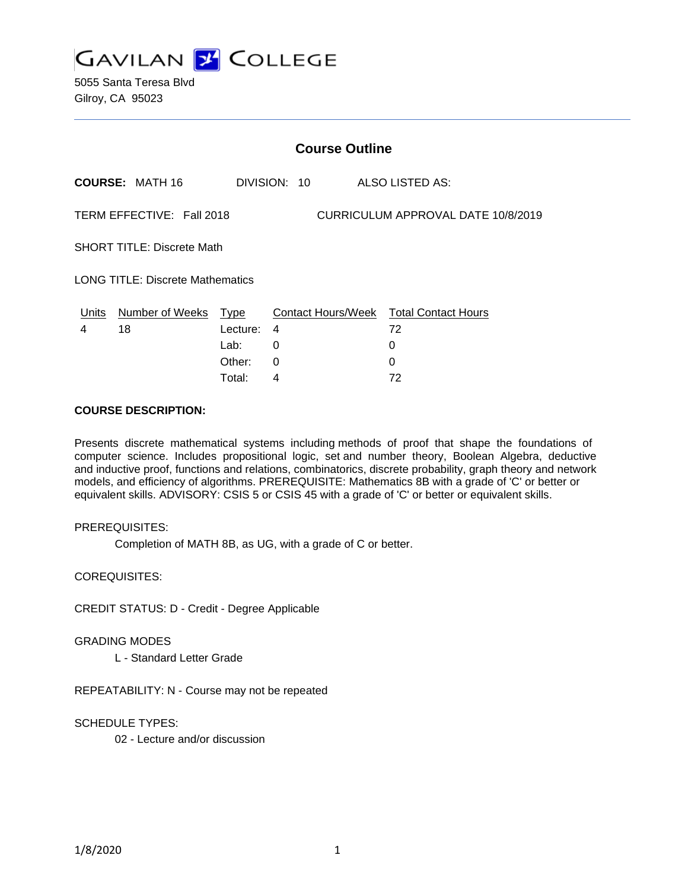GAVILAN COLLEGE

5055 Santa Teresa Blvd
Gilroy, CA 95023

## Course Outline

**COURSE:** MATH 16 DIVISION: 10 ALSO LISTED AS:

TERM EFFECTIVE: Fall 2018 CURRICULUM APPROVAL DATE 10/8/2019

SHORT TITLE: Discrete Math

LONG TITLE: Discrete Mathematics

| Units | Number of Weeks | Type | Contact Hours/Week | Total Contact Hours |
|---|---|---|---|---|
| 4 | 18 | Lecture: | 4 | 72 |
| | | Lab: | 0 | 0 |
| | | Other: | 0 | 0 |
| | | Total: | 4 | 72 |

**COURSE DESCRIPTION:**

Presents discrete mathematical systems including methods of proof that shape the foundations of computer science. Includes propositional logic, set and number theory, Boolean Algebra, deductive and inductive proof, functions and relations, combinatorics, discrete probability, graph theory and network models, and efficiency of algorithms. PREREQUISITE: Mathematics 8B with a grade of 'C' or better or equivalent skills. ADVISORY: CSIS 5 or CSIS 45 with a grade of 'C' or better or equivalent skills.

PREREQUISITES:

Completion of MATH 8B, as UG, with a grade of C or better.

COREQUISITES:

CREDIT STATUS: D - Credit - Degree Applicable

GRADING MODES

L - Standard Letter Grade

REPEATABILITY: N - Course may not be repeated

SCHEDULE TYPES:

02 - Lecture and/or discussion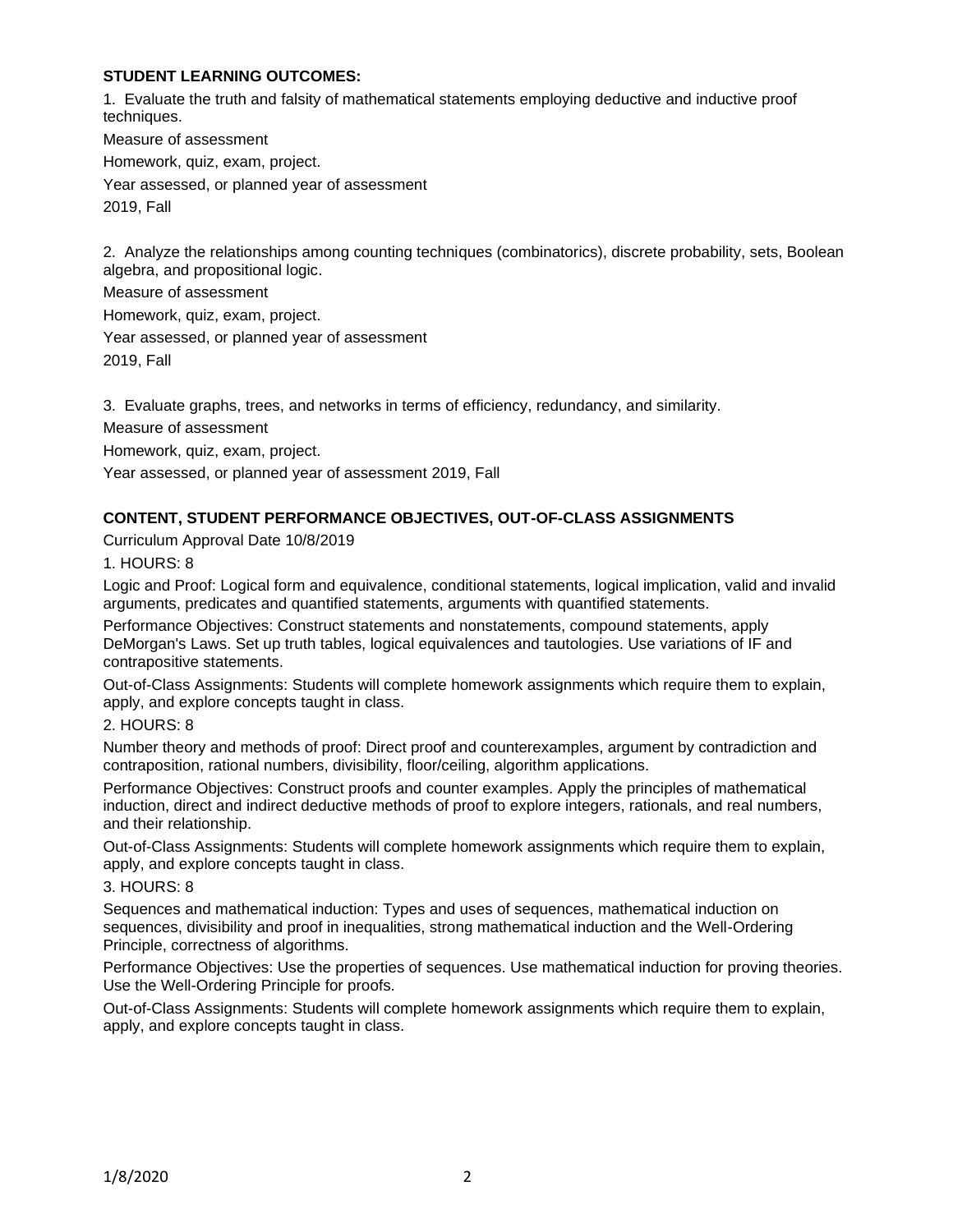**STUDENT LEARNING OUTCOMES:**

1. Evaluate the truth and falsity of mathematical statements employing deductive and inductive proof techniques.

Measure of assessment

Homework, quiz, exam, project.

Year assessed, or planned year of assessment

2019, Fall

2. Analyze the relationships among counting techniques (combinatorics), discrete probability, sets, Boolean algebra, and propositional logic.

Measure of assessment

Homework, quiz, exam, project.

Year assessed, or planned year of assessment

2019, Fall

3. Evaluate graphs, trees, and networks in terms of efficiency, redundancy, and similarity.

Measure of assessment

Homework, quiz, exam, project.

Year assessed, or planned year of assessment 2019, Fall

**CONTENT, STUDENT PERFORMANCE OBJECTIVES, OUT-OF-CLASS ASSIGNMENTS**

Curriculum Approval Date 10/8/2019

1. HOURS: 8

Logic and Proof: Logical form and equivalence, conditional statements, logical implication, valid and invalid arguments, predicates and quantified statements, arguments with quantified statements.

Performance Objectives: Construct statements and nonstatements, compound statements, apply DeMorgan's Laws. Set up truth tables, logical equivalences and tautologies. Use variations of IF and contrapositive statements.

Out-of-Class Assignments: Students will complete homework assignments which require them to explain, apply, and explore concepts taught in class.

2. HOURS: 8

Number theory and methods of proof: Direct proof and counterexamples, argument by contradiction and contraposition, rational numbers, divisibility, floor/ceiling, algorithm applications.

Performance Objectives: Construct proofs and counter examples. Apply the principles of mathematical induction, direct and indirect deductive methods of proof to explore integers, rationals, and real numbers, and their relationship.

Out-of-Class Assignments: Students will complete homework assignments which require them to explain, apply, and explore concepts taught in class.

3. HOURS: 8

Sequences and mathematical induction: Types and uses of sequences, mathematical induction on sequences, divisibility and proof in inequalities, strong mathematical induction and the Well-Ordering Principle, correctness of algorithms.

Performance Objectives: Use the properties of sequences. Use mathematical induction for proving theories. Use the Well-Ordering Principle for proofs.

Out-of-Class Assignments: Students will complete homework assignments which require them to explain, apply, and explore concepts taught in class.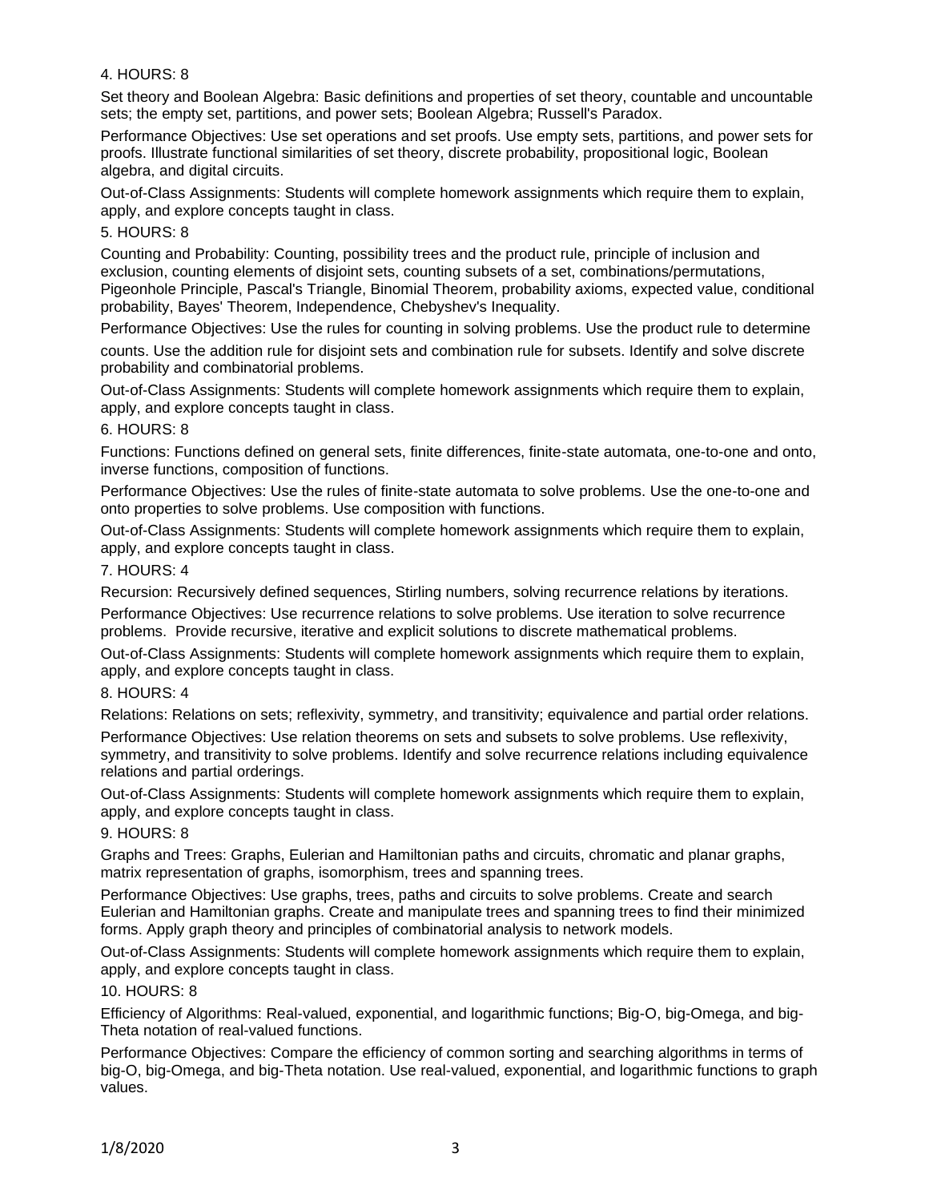4. HOURS: 8

Set theory and Boolean Algebra: Basic definitions and properties of set theory, countable and uncountable sets; the empty set, partitions, and power sets; Boolean Algebra; Russell's Paradox.

Performance Objectives: Use set operations and set proofs. Use empty sets, partitions, and power sets for proofs. Illustrate functional similarities of set theory, discrete probability, propositional logic, Boolean algebra, and digital circuits.

Out-of-Class Assignments: Students will complete homework assignments which require them to explain, apply, and explore concepts taught in class.

5. HOURS: 8

Counting and Probability: Counting, possibility trees and the product rule, principle of inclusion and exclusion, counting elements of disjoint sets, counting subsets of a set, combinations/permutations, Pigeonhole Principle, Pascal's Triangle, Binomial Theorem, probability axioms, expected value, conditional probability, Bayes' Theorem, Independence, Chebyshev's Inequality.

Performance Objectives: Use the rules for counting in solving problems. Use the product rule to determine counts. Use the addition rule for disjoint sets and combination rule for subsets. Identify and solve discrete probability and combinatorial problems.

Out-of-Class Assignments: Students will complete homework assignments which require them to explain, apply, and explore concepts taught in class.

6. HOURS: 8

Functions: Functions defined on general sets, finite differences, finite-state automata, one-to-one and onto, inverse functions, composition of functions.

Performance Objectives: Use the rules of finite-state automata to solve problems. Use the one-to-one and onto properties to solve problems. Use composition with functions.

Out-of-Class Assignments: Students will complete homework assignments which require them to explain, apply, and explore concepts taught in class.

7. HOURS: 4

Recursion: Recursively defined sequences, Stirling numbers, solving recurrence relations by iterations.

Performance Objectives: Use recurrence relations to solve problems. Use iteration to solve recurrence problems. Provide recursive, iterative and explicit solutions to discrete mathematical problems.

Out-of-Class Assignments: Students will complete homework assignments which require them to explain, apply, and explore concepts taught in class.

8. HOURS: 4

Relations: Relations on sets; reflexivity, symmetry, and transitivity; equivalence and partial order relations.

Performance Objectives: Use relation theorems on sets and subsets to solve problems. Use reflexivity, symmetry, and transitivity to solve problems. Identify and solve recurrence relations including equivalence relations and partial orderings.

Out-of-Class Assignments: Students will complete homework assignments which require them to explain, apply, and explore concepts taught in class.

9. HOURS: 8

Graphs and Trees: Graphs, Eulerian and Hamiltonian paths and circuits, chromatic and planar graphs, matrix representation of graphs, isomorphism, trees and spanning trees.

Performance Objectives: Use graphs, trees, paths and circuits to solve problems. Create and search Eulerian and Hamiltonian graphs. Create and manipulate trees and spanning trees to find their minimized forms. Apply graph theory and principles of combinatorial analysis to network models.

Out-of-Class Assignments: Students will complete homework assignments which require them to explain, apply, and explore concepts taught in class.

10. HOURS: 8

Efficiency of Algorithms: Real-valued, exponential, and logarithmic functions; Big-O, big-Omega, and big-Theta notation of real-valued functions.

Performance Objectives: Compare the efficiency of common sorting and searching algorithms in terms of big-O, big-Omega, and big-Theta notation. Use real-valued, exponential, and logarithmic functions to graph values.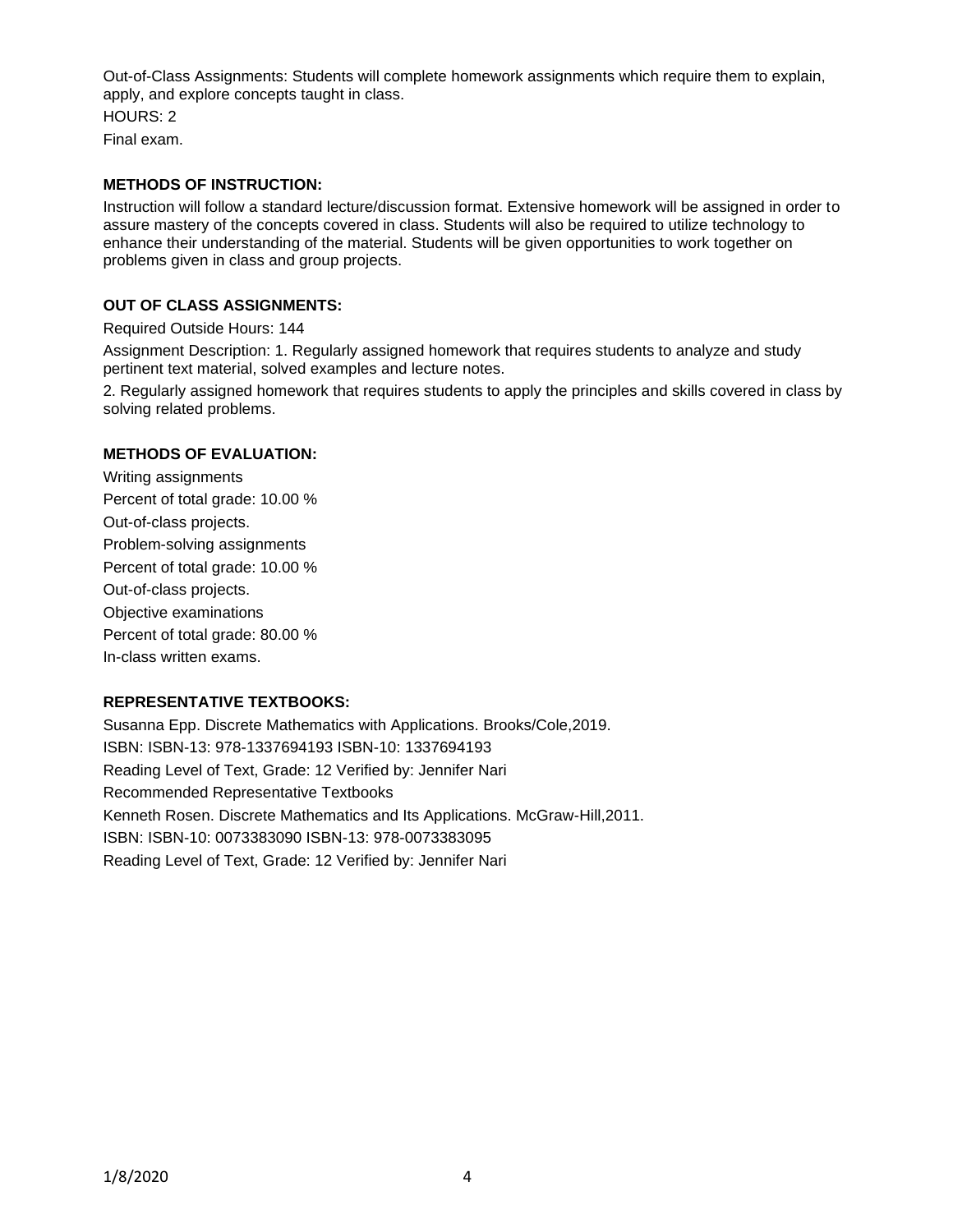Out-of-Class Assignments: Students will complete homework assignments which require them to explain, apply, and explore concepts taught in class.

HOURS: 2

Final exam.

## METHODS OF INSTRUCTION:

Instruction will follow a standard lecture/discussion format. Extensive homework will be assigned in order to assure mastery of the concepts covered in class. Students will also be required to utilize technology to enhance their understanding of the material. Students will be given opportunities to work together on problems given in class and group projects.

## OUT OF CLASS ASSIGNMENTS:

Required Outside Hours: 144

Assignment Description: 1. Regularly assigned homework that requires students to analyze and study pertinent text material, solved examples and lecture notes.

2. Regularly assigned homework that requires students to apply the principles and skills covered in class by solving related problems.

## METHODS OF EVALUATION:

Writing assignments

Percent of total grade: 10.00 %

Out-of-class projects.

Problem-solving assignments

Percent of total grade: 10.00 %

Out-of-class projects.

Objective examinations

Percent of total grade: 80.00 %

In-class written exams.

## REPRESENTATIVE TEXTBOOKS:

Susanna Epp. Discrete Mathematics with Applications. Brooks/Cole,2019.

ISBN: ISBN-13: 978-1337694193 ISBN-10: 1337694193

Reading Level of Text, Grade: 12 Verified by: Jennifer Nari

Recommended Representative Textbooks

Kenneth Rosen. Discrete Mathematics and Its Applications. McGraw-Hill,2011.

ISBN: ISBN-10: 0073383090 ISBN-13: 978-0073383095

Reading Level of Text, Grade: 12 Verified by: Jennifer Nari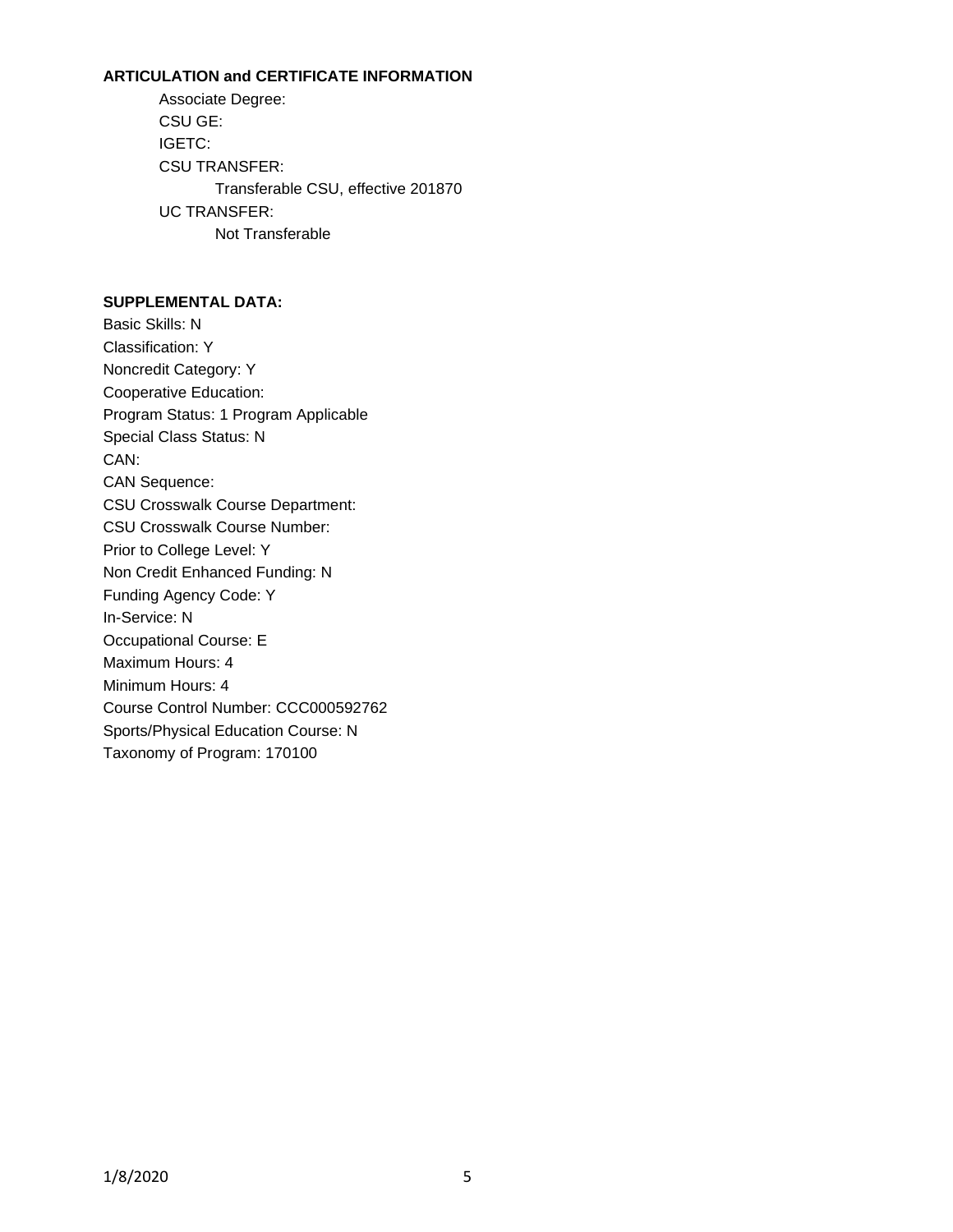**ARTICULATION and CERTIFICATE INFORMATION**

Associate Degree:
CSU GE:
IGETC:
CSU TRANSFER:
  Transferable CSU, effective 201870
UC TRANSFER:
  Not Transferable

**SUPPLEMENTAL DATA:**

Basic Skills: N
Classification: Y
Noncredit Category: Y
Cooperative Education:
Program Status: 1 Program Applicable
Special Class Status: N
CAN:
CAN Sequence:
CSU Crosswalk Course Department:
CSU Crosswalk Course Number:
Prior to College Level: Y
Non Credit Enhanced Funding: N
Funding Agency Code: Y
In-Service: N
Occupational Course: E
Maximum Hours: 4
Minimum Hours: 4
Course Control Number: CCC000592762
Sports/Physical Education Course: N
Taxonomy of Program: 170100